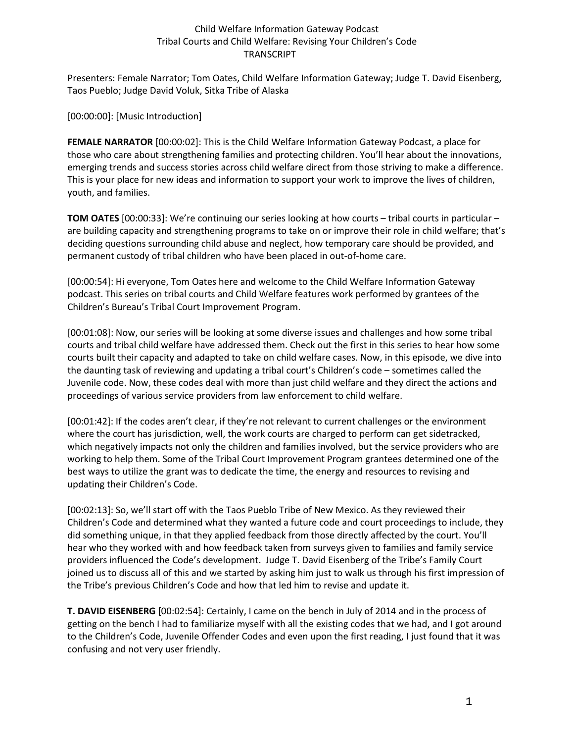Child Welfare Information Gateway Podcast
Tribal Courts and Child Welfare: Revising Your Children's Code
TRANSCRIPT

Presenters: Female Narrator; Tom Oates, Child Welfare Information Gateway; Judge T. David Eisenberg, Taos Pueblo; Judge David Voluk, Sitka Tribe of Alaska

[00:00:00]: [Music Introduction]

**FEMALE NARRATOR** [00:00:02]: This is the Child Welfare Information Gateway Podcast, a place for those who care about strengthening families and protecting children. You'll hear about the innovations, emerging trends and success stories across child welfare direct from those striving to make a difference. This is your place for new ideas and information to support your work to improve the lives of children, youth, and families.

**TOM OATES** [00:00:33]: We're continuing our series looking at how courts – tribal courts in particular – are building capacity and strengthening programs to take on or improve their role in child welfare; that's deciding questions surrounding child abuse and neglect, how temporary care should be provided, and permanent custody of tribal children who have been placed in out-of-home care.

[00:00:54]: Hi everyone, Tom Oates here and welcome to the Child Welfare Information Gateway podcast. This series on tribal courts and Child Welfare features work performed by grantees of the Children's Bureau's Tribal Court Improvement Program.

[00:01:08]: Now, our series will be looking at some diverse issues and challenges and how some tribal courts and tribal child welfare have addressed them. Check out the first in this series to hear how some courts built their capacity and adapted to take on child welfare cases. Now, in this episode, we dive into the daunting task of reviewing and updating a tribal court's Children's code – sometimes called the Juvenile code. Now, these codes deal with more than just child welfare and they direct the actions and proceedings of various service providers from law enforcement to child welfare.

[00:01:42]: If the codes aren't clear, if they're not relevant to current challenges or the environment where the court has jurisdiction, well, the work courts are charged to perform can get sidetracked, which negatively impacts not only the children and families involved, but the service providers who are working to help them. Some of the Tribal Court Improvement Program grantees determined one of the best ways to utilize the grant was to dedicate the time, the energy and resources to revising and updating their Children's Code.

[00:02:13]: So, we'll start off with the Taos Pueblo Tribe of New Mexico. As they reviewed their Children's Code and determined what they wanted a future code and court proceedings to include, they did something unique, in that they applied feedback from those directly affected by the court. You'll hear who they worked with and how feedback taken from surveys given to families and family service providers influenced the Code's development. Judge T. David Eisenberg of the Tribe's Family Court joined us to discuss all of this and we started by asking him just to walk us through his first impression of the Tribe's previous Children's Code and how that led him to revise and update it.

**T. DAVID EISENBERG** [00:02:54]: Certainly, I came on the bench in July of 2014 and in the process of getting on the bench I had to familiarize myself with all the existing codes that we had, and I got around to the Children's Code, Juvenile Offender Codes and even upon the first reading, I just found that it was confusing and not very user friendly.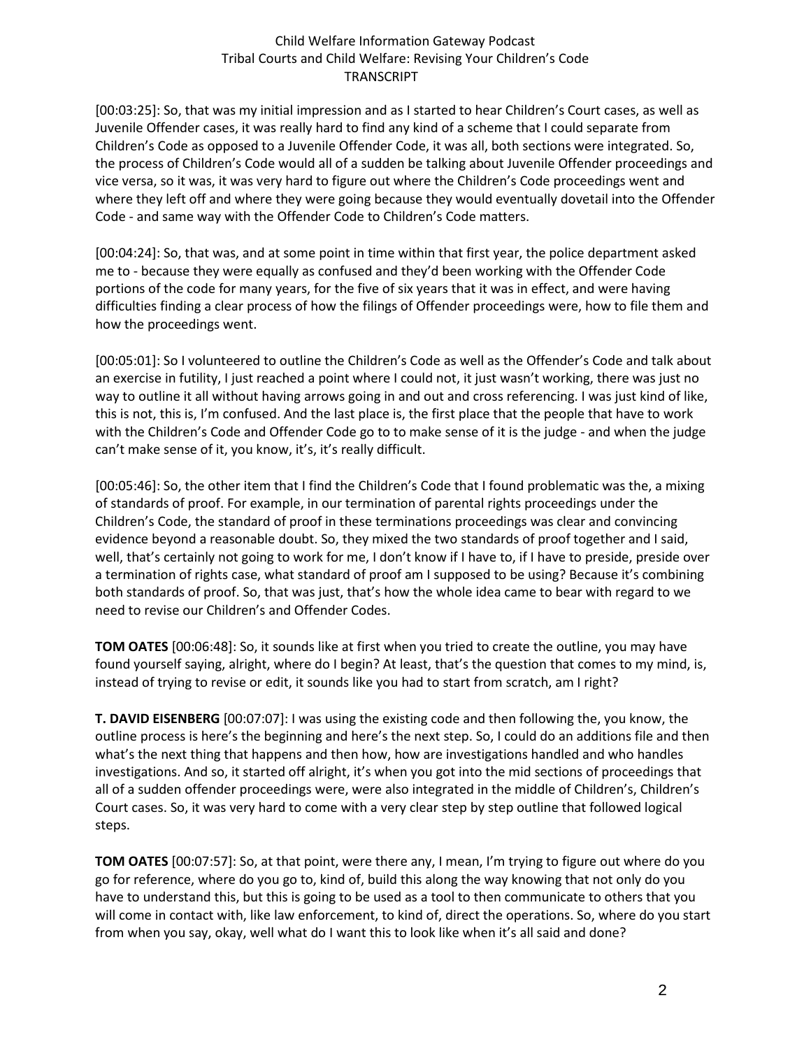[00:03:25]: So, that was my initial impression and as I started to hear Children's Court cases, as well as Juvenile Offender cases, it was really hard to find any kind of a scheme that I could separate from Children's Code as opposed to a Juvenile Offender Code, it was all, both sections were integrated. So, the process of Children's Code would all of a sudden be talking about Juvenile Offender proceedings and vice versa, so it was, it was very hard to figure out where the Children's Code proceedings went and where they left off and where they were going because they would eventually dovetail into the Offender Code - and same way with the Offender Code to Children's Code matters.

[00:04:24]: So, that was, and at some point in time within that first year, the police department asked me to - because they were equally as confused and they'd been working with the Offender Code portions of the code for many years, for the five of six years that it was in effect, and were having difficulties finding a clear process of how the filings of Offender proceedings were, how to file them and how the proceedings went.

[00:05:01]: So I volunteered to outline the Children's Code as well as the Offender's Code and talk about an exercise in futility, I just reached a point where I could not, it just wasn't working, there was just no way to outline it all without having arrows going in and out and cross referencing. I was just kind of like, this is not, this is, I'm confused. And the last place is, the first place that the people that have to work with the Children's Code and Offender Code go to to make sense of it is the judge - and when the judge can't make sense of it, you know, it's, it's really difficult.

[00:05:46]: So, the other item that I find the Children's Code that I found problematic was the, a mixing of standards of proof. For example, in our termination of parental rights proceedings under the Children's Code, the standard of proof in these terminations proceedings was clear and convincing evidence beyond a reasonable doubt. So, they mixed the two standards of proof together and I said, well, that's certainly not going to work for me, I don't know if I have to, if I have to preside, preside over a termination of rights case, what standard of proof am I supposed to be using? Because it's combining both standards of proof. So, that was just, that's how the whole idea came to bear with regard to we need to revise our Children's and Offender Codes.

**TOM OATES** [00:06:48]: So, it sounds like at first when you tried to create the outline, you may have found yourself saying, alright, where do I begin? At least, that's the question that comes to my mind, is, instead of trying to revise or edit, it sounds like you had to start from scratch, am I right?

**T. DAVID EISENBERG** [00:07:07]: I was using the existing code and then following the, you know, the outline process is here's the beginning and here's the next step. So, I could do an additions file and then what's the next thing that happens and then how, how are investigations handled and who handles investigations. And so, it started off alright, it's when you got into the mid sections of proceedings that all of a sudden offender proceedings were, were also integrated in the middle of Children's, Children's Court cases. So, it was very hard to come with a very clear step by step outline that followed logical steps.

**TOM OATES** [00:07:57]: So, at that point, were there any, I mean, I'm trying to figure out where do you go for reference, where do you go to, kind of, build this along the way knowing that not only do you have to understand this, but this is going to be used as a tool to then communicate to others that you will come in contact with, like law enforcement, to kind of, direct the operations. So, where do you start from when you say, okay, well what do I want this to look like when it's all said and done?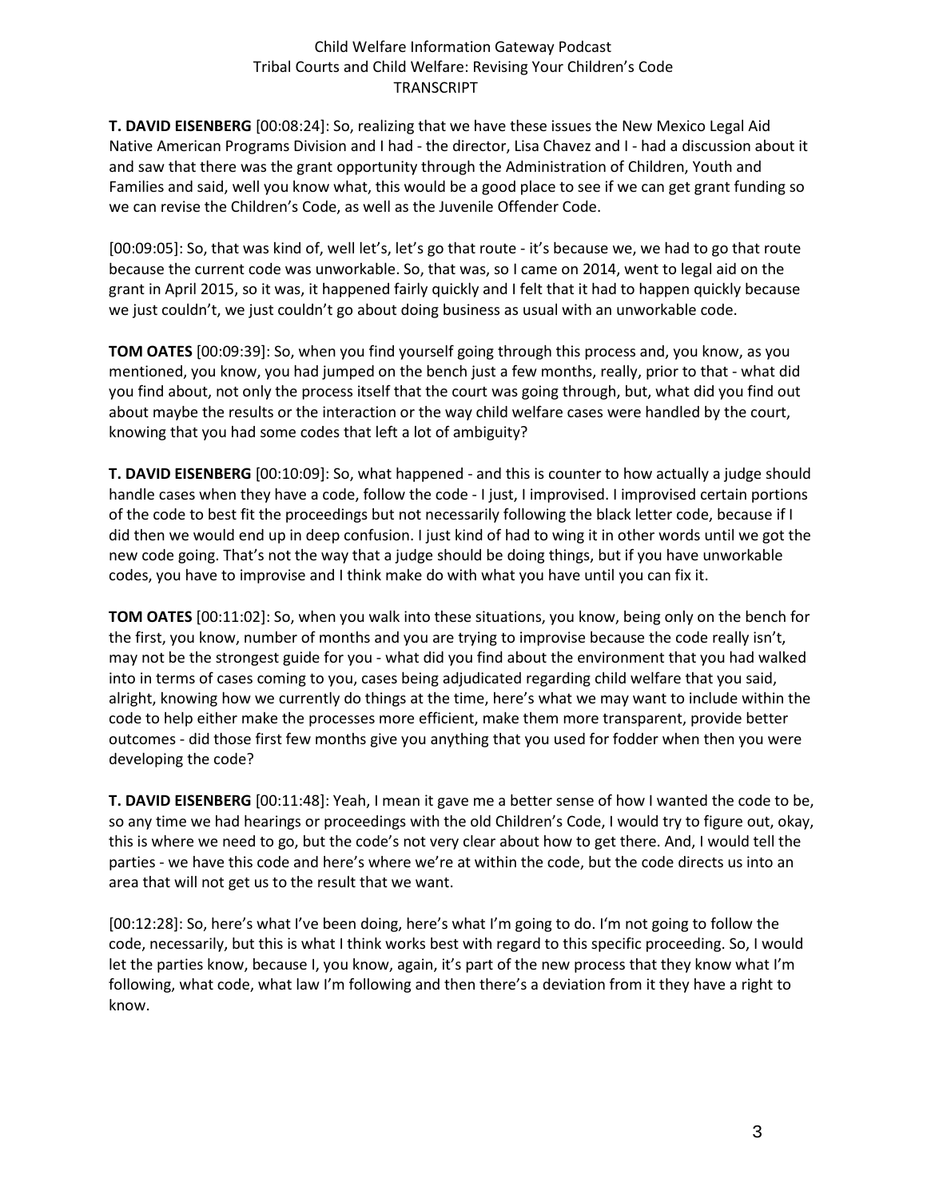**T. DAVID EISENBERG** [00:08:24]: So, realizing that we have these issues the New Mexico Legal Aid Native American Programs Division and I had - the director, Lisa Chavez and I - had a discussion about it and saw that there was the grant opportunity through the Administration of Children, Youth and Families and said, well you know what, this would be a good place to see if we can get grant funding so we can revise the Children's Code, as well as the Juvenile Offender Code.

[00:09:05]: So, that was kind of, well let's, let's go that route - it's because we, we had to go that route because the current code was unworkable. So, that was, so I came on 2014, went to legal aid on the grant in April 2015, so it was, it happened fairly quickly and I felt that it had to happen quickly because we just couldn't, we just couldn't go about doing business as usual with an unworkable code.

**TOM OATES** [00:09:39]: So, when you find yourself going through this process and, you know, as you mentioned, you know, you had jumped on the bench just a few months, really, prior to that - what did you find about, not only the process itself that the court was going through, but, what did you find out about maybe the results or the interaction or the way child welfare cases were handled by the court, knowing that you had some codes that left a lot of ambiguity?

**T. DAVID EISENBERG** [00:10:09]: So, what happened - and this is counter to how actually a judge should handle cases when they have a code, follow the code - I just, I improvised. I improvised certain portions of the code to best fit the proceedings but not necessarily following the black letter code, because if I did then we would end up in deep confusion. I just kind of had to wing it in other words until we got the new code going. That's not the way that a judge should be doing things, but if you have unworkable codes, you have to improvise and I think make do with what you have until you can fix it.

**TOM OATES** [00:11:02]: So, when you walk into these situations, you know, being only on the bench for the first, you know, number of months and you are trying to improvise because the code really isn't, may not be the strongest guide for you - what did you find about the environment that you had walked into in terms of cases coming to you, cases being adjudicated regarding child welfare that you said, alright, knowing how we currently do things at the time, here's what we may want to include within the code to help either make the processes more efficient, make them more transparent, provide better outcomes - did those first few months give you anything that you used for fodder when then you were developing the code?

**T. DAVID EISENBERG** [00:11:48]: Yeah, I mean it gave me a better sense of how I wanted the code to be, so any time we had hearings or proceedings with the old Children's Code, I would try to figure out, okay, this is where we need to go, but the code's not very clear about how to get there. And, I would tell the parties - we have this code and here's where we're at within the code, but the code directs us into an area that will not get us to the result that we want.

[00:12:28]: So, here's what I've been doing, here's what I'm going to do. I'm not going to follow the code, necessarily, but this is what I think works best with regard to this specific proceeding. So, I would let the parties know, because I, you know, again, it's part of the new process that they know what I'm following, what code, what law I'm following and then there's a deviation from it they have a right to know.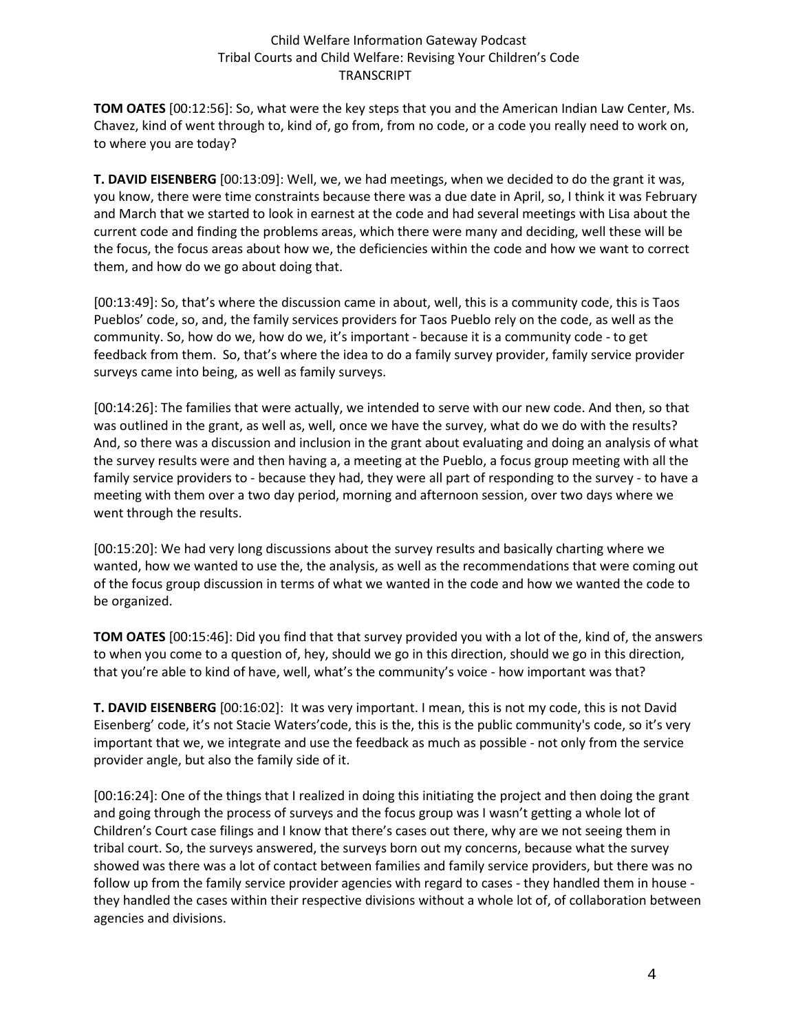**TOM OATES** [00:12:56]: So, what were the key steps that you and the American Indian Law Center, Ms. Chavez, kind of went through to, kind of, go from, from no code, or a code you really need to work on, to where you are today?

**T. DAVID EISENBERG** [00:13:09]: Well, we, we had meetings, when we decided to do the grant it was, you know, there were time constraints because there was a due date in April, so, I think it was February and March that we started to look in earnest at the code and had several meetings with Lisa about the current code and finding the problems areas, which there were many and deciding, well these will be the focus, the focus areas about how we, the deficiencies within the code and how we want to correct them, and how do we go about doing that.

[00:13:49]: So, that's where the discussion came in about, well, this is a community code, this is Taos Pueblos' code, so, and, the family services providers for Taos Pueblo rely on the code, as well as the community. So, how do we, how do we, it's important - because it is a community code - to get feedback from them. So, that's where the idea to do a family survey provider, family service provider surveys came into being, as well as family surveys.

[00:14:26]: The families that were actually, we intended to serve with our new code. And then, so that was outlined in the grant, as well as, well, once we have the survey, what do we do with the results? And, so there was a discussion and inclusion in the grant about evaluating and doing an analysis of what the survey results were and then having a, a meeting at the Pueblo, a focus group meeting with all the family service providers to - because they had, they were all part of responding to the survey - to have a meeting with them over a two day period, morning and afternoon session, over two days where we went through the results.

[00:15:20]: We had very long discussions about the survey results and basically charting where we wanted, how we wanted to use the, the analysis, as well as the recommendations that were coming out of the focus group discussion in terms of what we wanted in the code and how we wanted the code to be organized.

**TOM OATES** [00:15:46]: Did you find that that survey provided you with a lot of the, kind of, the answers to when you come to a question of, hey, should we go in this direction, should we go in this direction, that you're able to kind of have, well, what's the community's voice - how important was that?

**T. DAVID EISENBERG** [00:16:02]: It was very important. I mean, this is not my code, this is not David Eisenberg' code, it's not Stacie Waters'code, this is the, this is the public community's code, so it's very important that we, we integrate and use the feedback as much as possible - not only from the service provider angle, but also the family side of it.

[00:16:24]: One of the things that I realized in doing this initiating the project and then doing the grant and going through the process of surveys and the focus group was I wasn't getting a whole lot of Children's Court case filings and I know that there's cases out there, why are we not seeing them in tribal court. So, the surveys answered, the surveys born out my concerns, because what the survey showed was there was a lot of contact between families and family service providers, but there was no follow up from the family service provider agencies with regard to cases - they handled them in house - they handled the cases within their respective divisions without a whole lot of, of collaboration between agencies and divisions.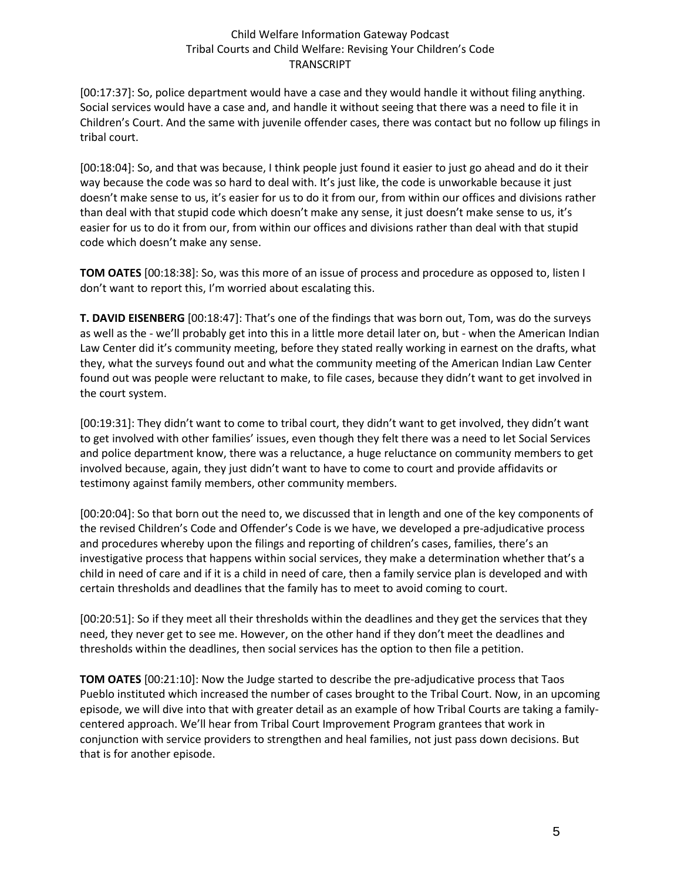[00:17:37]: So, police department would have a case and they would handle it without filing anything. Social services would have a case and, and handle it without seeing that there was a need to file it in Children's Court. And the same with juvenile offender cases, there was contact but no follow up filings in tribal court.

[00:18:04]: So, and that was because, I think people just found it easier to just go ahead and do it their way because the code was so hard to deal with. It's just like, the code is unworkable because it just doesn't make sense to us, it's easier for us to do it from our, from within our offices and divisions rather than deal with that stupid code which doesn't make any sense, it just doesn't make sense to us, it's easier for us to do it from our, from within our offices and divisions rather than deal with that stupid code which doesn't make any sense.

**TOM OATES** [00:18:38]: So, was this more of an issue of process and procedure as opposed to, listen I don't want to report this, I'm worried about escalating this.

**T. DAVID EISENBERG** [00:18:47]: That's one of the findings that was born out, Tom, was do the surveys as well as the - we'll probably get into this in a little more detail later on, but - when the American Indian Law Center did it's community meeting, before they stated really working in earnest on the drafts, what they, what the surveys found out and what the community meeting of the American Indian Law Center found out was people were reluctant to make, to file cases, because they didn't want to get involved in the court system.

[00:19:31]: They didn't want to come to tribal court, they didn't want to get involved, they didn't want to get involved with other families' issues, even though they felt there was a need to let Social Services and police department know, there was a reluctance, a huge reluctance on community members to get involved because, again, they just didn't want to have to come to court and provide affidavits or testimony against family members, other community members.

[00:20:04]: So that born out the need to, we discussed that in length and one of the key components of the revised Children's Code and Offender's Code is we have, we developed a pre-adjudicative process and procedures whereby upon the filings and reporting of children's cases, families, there's an investigative process that happens within social services, they make a determination whether that's a child in need of care and if it is a child in need of care, then a family service plan is developed and with certain thresholds and deadlines that the family has to meet to avoid coming to court.

[00:20:51]: So if they meet all their thresholds within the deadlines and they get the services that they need, they never get to see me. However, on the other hand if they don't meet the deadlines and thresholds within the deadlines, then social services has the option to then file a petition.

**TOM OATES** [00:21:10]: Now the Judge started to describe the pre-adjudicative process that Taos Pueblo instituted which increased the number of cases brought to the Tribal Court. Now, in an upcoming episode, we will dive into that with greater detail as an example of how Tribal Courts are taking a family-centered approach. We'll hear from Tribal Court Improvement Program grantees that work in conjunction with service providers to strengthen and heal families, not just pass down decisions. But that is for another episode.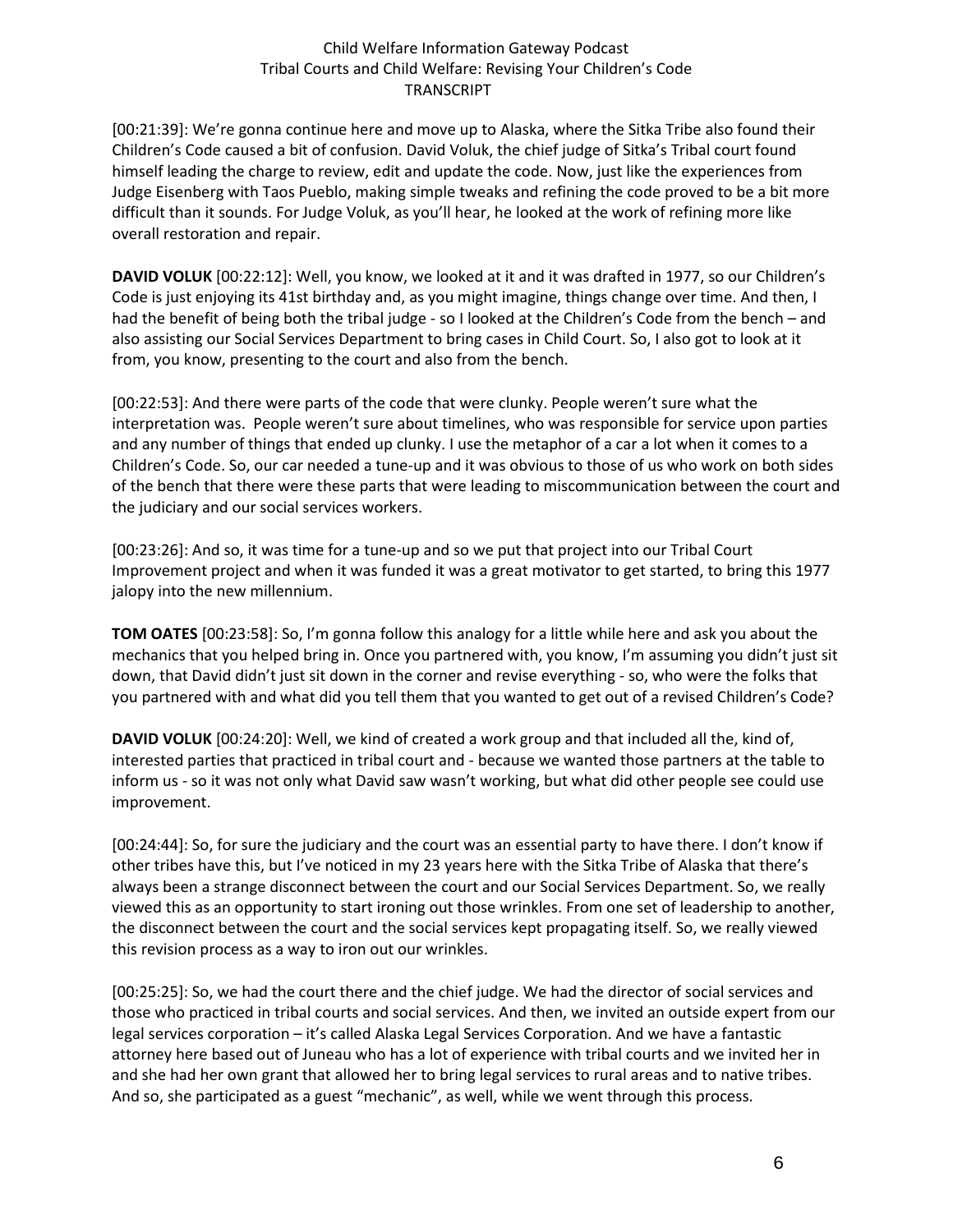[00:21:39]: We're gonna continue here and move up to Alaska, where the Sitka Tribe also found their Children's Code caused a bit of confusion. David Voluk, the chief judge of Sitka's Tribal court found himself leading the charge to review, edit and update the code. Now, just like the experiences from Judge Eisenberg with Taos Pueblo, making simple tweaks and refining the code proved to be a bit more difficult than it sounds. For Judge Voluk, as you'll hear, he looked at the work of refining more like overall restoration and repair.

**DAVID VOLUK** [00:22:12]: Well, you know, we looked at it and it was drafted in 1977, so our Children's Code is just enjoying its 41st birthday and, as you might imagine, things change over time. And then, I had the benefit of being both the tribal judge - so I looked at the Children's Code from the bench – and also assisting our Social Services Department to bring cases in Child Court. So, I also got to look at it from, you know, presenting to the court and also from the bench.

[00:22:53]: And there were parts of the code that were clunky. People weren't sure what the interpretation was. People weren't sure about timelines, who was responsible for service upon parties and any number of things that ended up clunky. I use the metaphor of a car a lot when it comes to a Children's Code. So, our car needed a tune-up and it was obvious to those of us who work on both sides of the bench that there were these parts that were leading to miscommunication between the court and the judiciary and our social services workers.

[00:23:26]: And so, it was time for a tune-up and so we put that project into our Tribal Court Improvement project and when it was funded it was a great motivator to get started, to bring this 1977 jalopy into the new millennium.

**TOM OATES** [00:23:58]: So, I'm gonna follow this analogy for a little while here and ask you about the mechanics that you helped bring in. Once you partnered with, you know, I'm assuming you didn't just sit down, that David didn't just sit down in the corner and revise everything - so, who were the folks that you partnered with and what did you tell them that you wanted to get out of a revised Children's Code?

**DAVID VOLUK** [00:24:20]: Well, we kind of created a work group and that included all the, kind of, interested parties that practiced in tribal court and - because we wanted those partners at the table to inform us - so it was not only what David saw wasn't working, but what did other people see could use improvement.

[00:24:44]: So, for sure the judiciary and the court was an essential party to have there. I don't know if other tribes have this, but I've noticed in my 23 years here with the Sitka Tribe of Alaska that there's always been a strange disconnect between the court and our Social Services Department. So, we really viewed this as an opportunity to start ironing out those wrinkles. From one set of leadership to another, the disconnect between the court and the social services kept propagating itself. So, we really viewed this revision process as a way to iron out our wrinkles.

[00:25:25]: So, we had the court there and the chief judge. We had the director of social services and those who practiced in tribal courts and social services. And then, we invited an outside expert from our legal services corporation – it's called Alaska Legal Services Corporation. And we have a fantastic attorney here based out of Juneau who has a lot of experience with tribal courts and we invited her in and she had her own grant that allowed her to bring legal services to rural areas and to native tribes. And so, she participated as a guest "mechanic", as well, while we went through this process.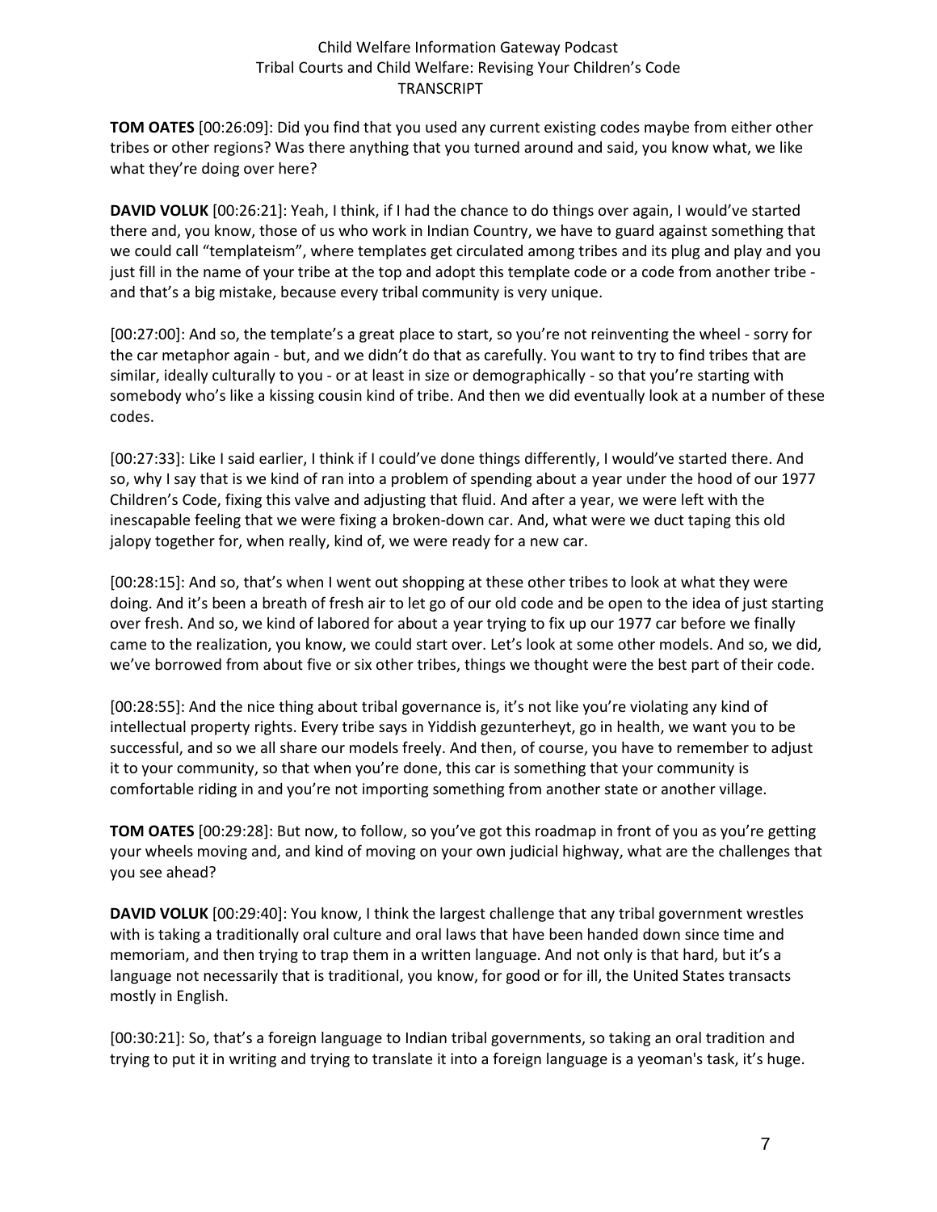**TOM OATES** [00:26:09]: Did you find that you used any current existing codes maybe from either other tribes or other regions? Was there anything that you turned around and said, you know what, we like what they're doing over here?

**DAVID VOLUK** [00:26:21]: Yeah, I think, if I had the chance to do things over again, I would've started there and, you know, those of us who work in Indian Country, we have to guard against something that we could call "templateism", where templates get circulated among tribes and its plug and play and you just fill in the name of your tribe at the top and adopt this template code or a code from another tribe - and that's a big mistake, because every tribal community is very unique.

[00:27:00]: And so, the template's a great place to start, so you're not reinventing the wheel - sorry for the car metaphor again - but, and we didn't do that as carefully. You want to try to find tribes that are similar, ideally culturally to you - or at least in size or demographically - so that you're starting with somebody who's like a kissing cousin kind of tribe. And then we did eventually look at a number of these codes.

[00:27:33]: Like I said earlier, I think if I could've done things differently, I would've started there. And so, why I say that is we kind of ran into a problem of spending about a year under the hood of our 1977 Children's Code, fixing this valve and adjusting that fluid. And after a year, we were left with the inescapable feeling that we were fixing a broken-down car. And, what were we duct taping this old jalopy together for, when really, kind of, we were ready for a new car.

[00:28:15]: And so, that's when I went out shopping at these other tribes to look at what they were doing. And it's been a breath of fresh air to let go of our old code and be open to the idea of just starting over fresh. And so, we kind of labored for about a year trying to fix up our 1977 car before we finally came to the realization, you know, we could start over. Let's look at some other models. And so, we did, we've borrowed from about five or six other tribes, things we thought were the best part of their code.

[00:28:55]: And the nice thing about tribal governance is, it's not like you're violating any kind of intellectual property rights. Every tribe says in Yiddish gezunterheyt, go in health, we want you to be successful, and so we all share our models freely. And then, of course, you have to remember to adjust it to your community, so that when you're done, this car is something that your community is comfortable riding in and you're not importing something from another state or another village.

**TOM OATES** [00:29:28]: But now, to follow, so you've got this roadmap in front of you as you're getting your wheels moving and, and kind of moving on your own judicial highway, what are the challenges that you see ahead?

**DAVID VOLUK** [00:29:40]: You know, I think the largest challenge that any tribal government wrestles with is taking a traditionally oral culture and oral laws that have been handed down since time and memoriam, and then trying to trap them in a written language. And not only is that hard, but it's a language not necessarily that is traditional, you know, for good or for ill, the United States transacts mostly in English.

[00:30:21]: So, that's a foreign language to Indian tribal governments, so taking an oral tradition and trying to put it in writing and trying to translate it into a foreign language is a yeoman's task, it's huge.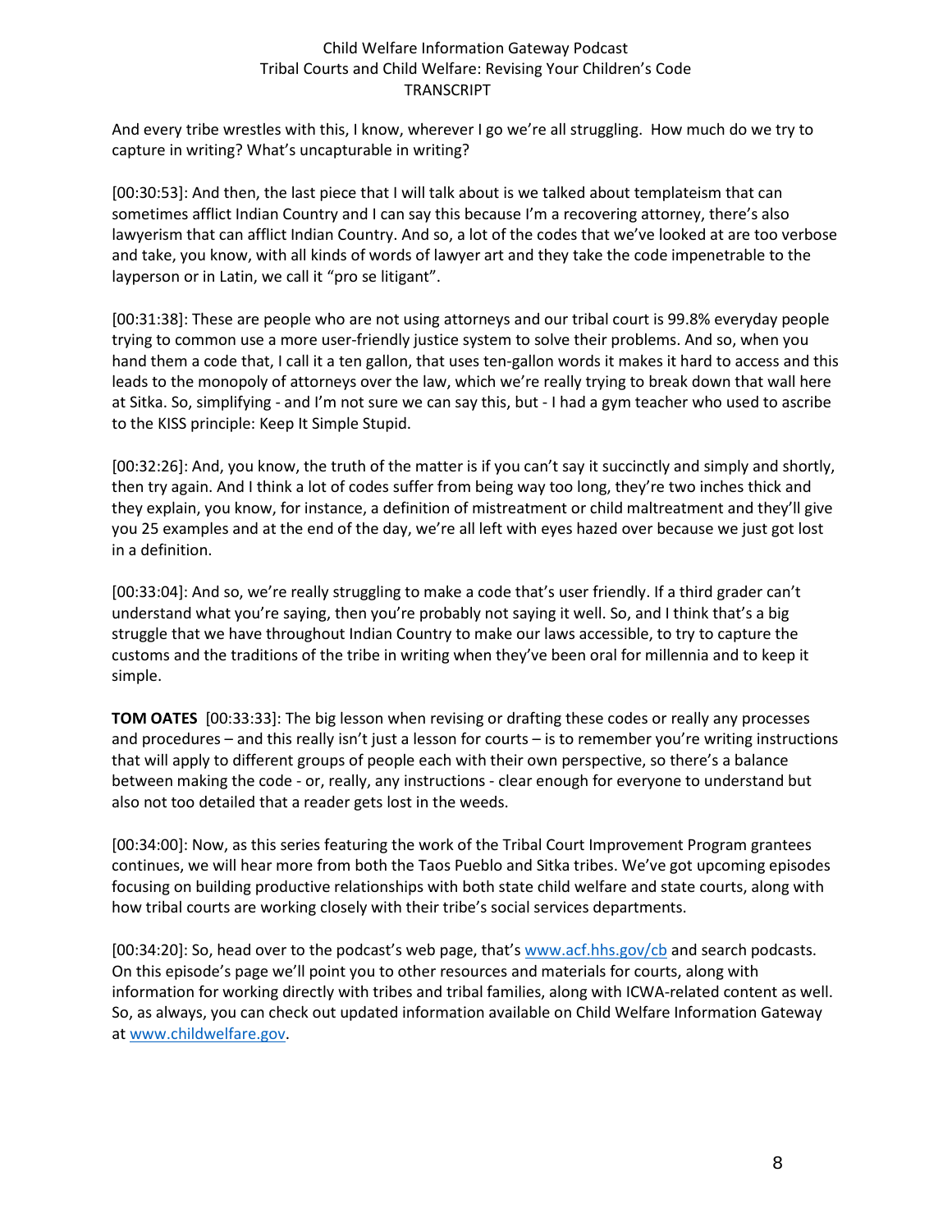And every tribe wrestles with this, I know, wherever I go we're all struggling. How much do we try to capture in writing? What's uncapturable in writing?

[00:30:53]: And then, the last piece that I will talk about is we talked about templateism that can sometimes afflict Indian Country and I can say this because I'm a recovering attorney, there's also lawyerism that can afflict Indian Country. And so, a lot of the codes that we've looked at are too verbose and take, you know, with all kinds of words of lawyer art and they take the code impenetrable to the layperson or in Latin, we call it "pro se litigant".

[00:31:38]: These are people who are not using attorneys and our tribal court is 99.8% everyday people trying to common use a more user-friendly justice system to solve their problems. And so, when you hand them a code that, I call it a ten gallon, that uses ten-gallon words it makes it hard to access and this leads to the monopoly of attorneys over the law, which we're really trying to break down that wall here at Sitka. So, simplifying - and I'm not sure we can say this, but - I had a gym teacher who used to ascribe to the KISS principle: Keep It Simple Stupid.

[00:32:26]: And, you know, the truth of the matter is if you can't say it succinctly and simply and shortly, then try again. And I think a lot of codes suffer from being way too long, they're two inches thick and they explain, you know, for instance, a definition of mistreatment or child maltreatment and they'll give you 25 examples and at the end of the day, we're all left with eyes hazed over because we just got lost in a definition.

[00:33:04]: And so, we're really struggling to make a code that's user friendly. If a third grader can't understand what you're saying, then you're probably not saying it well. So, and I think that's a big struggle that we have throughout Indian Country to make our laws accessible, to try to capture the customs and the traditions of the tribe in writing when they've been oral for millennia and to keep it simple.

**TOM OATES** [00:33:33]: The big lesson when revising or drafting these codes or really any processes and procedures – and this really isn't just a lesson for courts – is to remember you're writing instructions that will apply to different groups of people each with their own perspective, so there's a balance between making the code - or, really, any instructions - clear enough for everyone to understand but also not too detailed that a reader gets lost in the weeds.

[00:34:00]: Now, as this series featuring the work of the Tribal Court Improvement Program grantees continues, we will hear more from both the Taos Pueblo and Sitka tribes. We've got upcoming episodes focusing on building productive relationships with both state child welfare and state courts, along with how tribal courts are working closely with their tribe's social services departments.

[00:34:20]: So, head over to the podcast's web page, that's [www.acf.hhs.gov/cb](http://www.acf.hhs.gov/cb) and search podcasts. On this episode's page we'll point you to other resources and materials for courts, along with information for working directly with tribes and tribal families, along with ICWA-related content as well. So, as always, you can check out updated information available on Child Welfare Information Gateway at [www.childwelfare.gov](http://www.childwelfare.gov).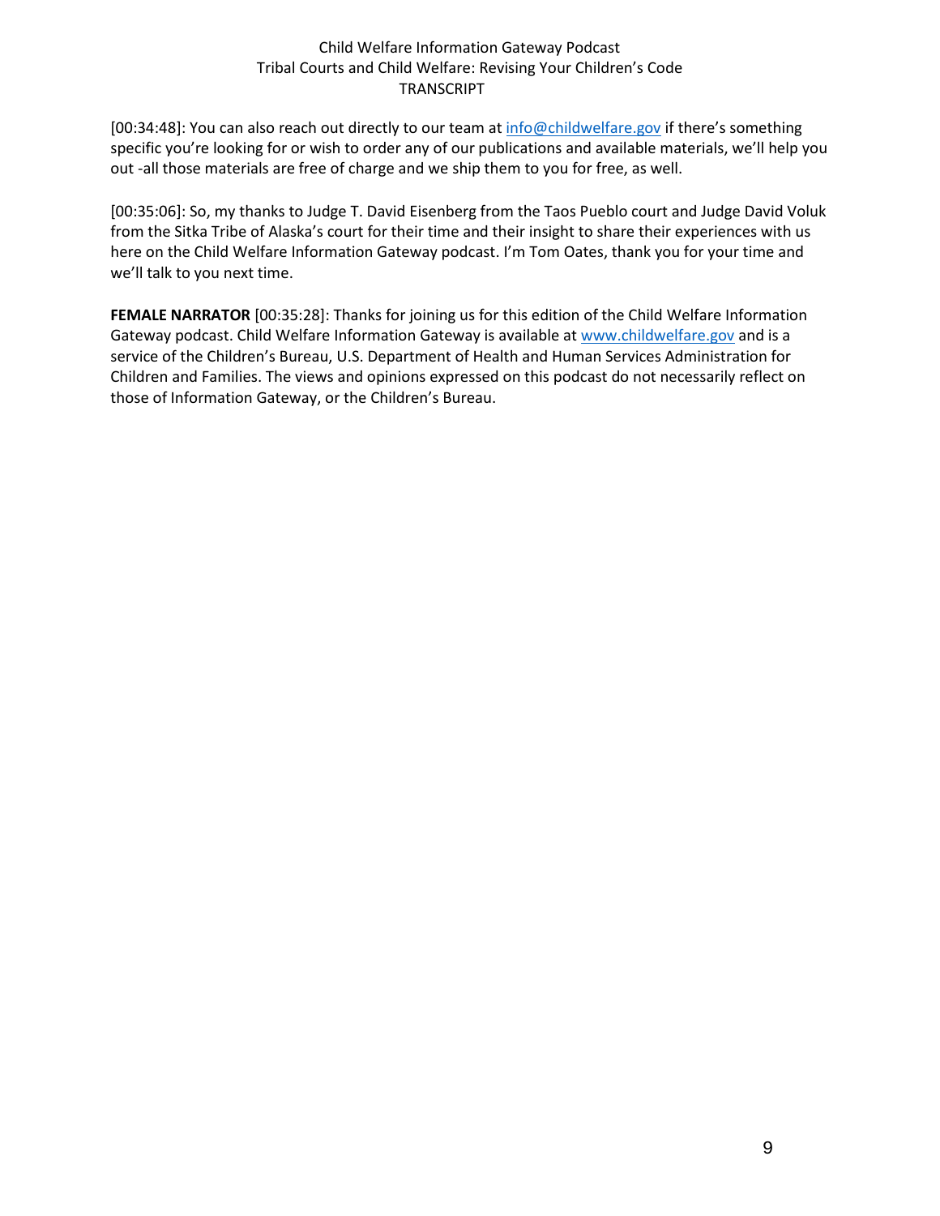[00:34:48]: You can also reach out directly to our team at info@childwelfare.gov if there's something specific you're looking for or wish to order any of our publications and available materials, we'll help you out -all those materials are free of charge and we ship them to you for free, as well.

[00:35:06]: So, my thanks to Judge T. David Eisenberg from the Taos Pueblo court and Judge David Voluk from the Sitka Tribe of Alaska's court for their time and their insight to share their experiences with us here on the Child Welfare Information Gateway podcast. I'm Tom Oates, thank you for your time and we'll talk to you next time.

**FEMALE NARRATOR** [00:35:28]: Thanks for joining us for this edition of the Child Welfare Information Gateway podcast. Child Welfare Information Gateway is available at www.childwelfare.gov and is a service of the Children's Bureau, U.S. Department of Health and Human Services Administration for Children and Families. The views and opinions expressed on this podcast do not necessarily reflect on those of Information Gateway, or the Children's Bureau.